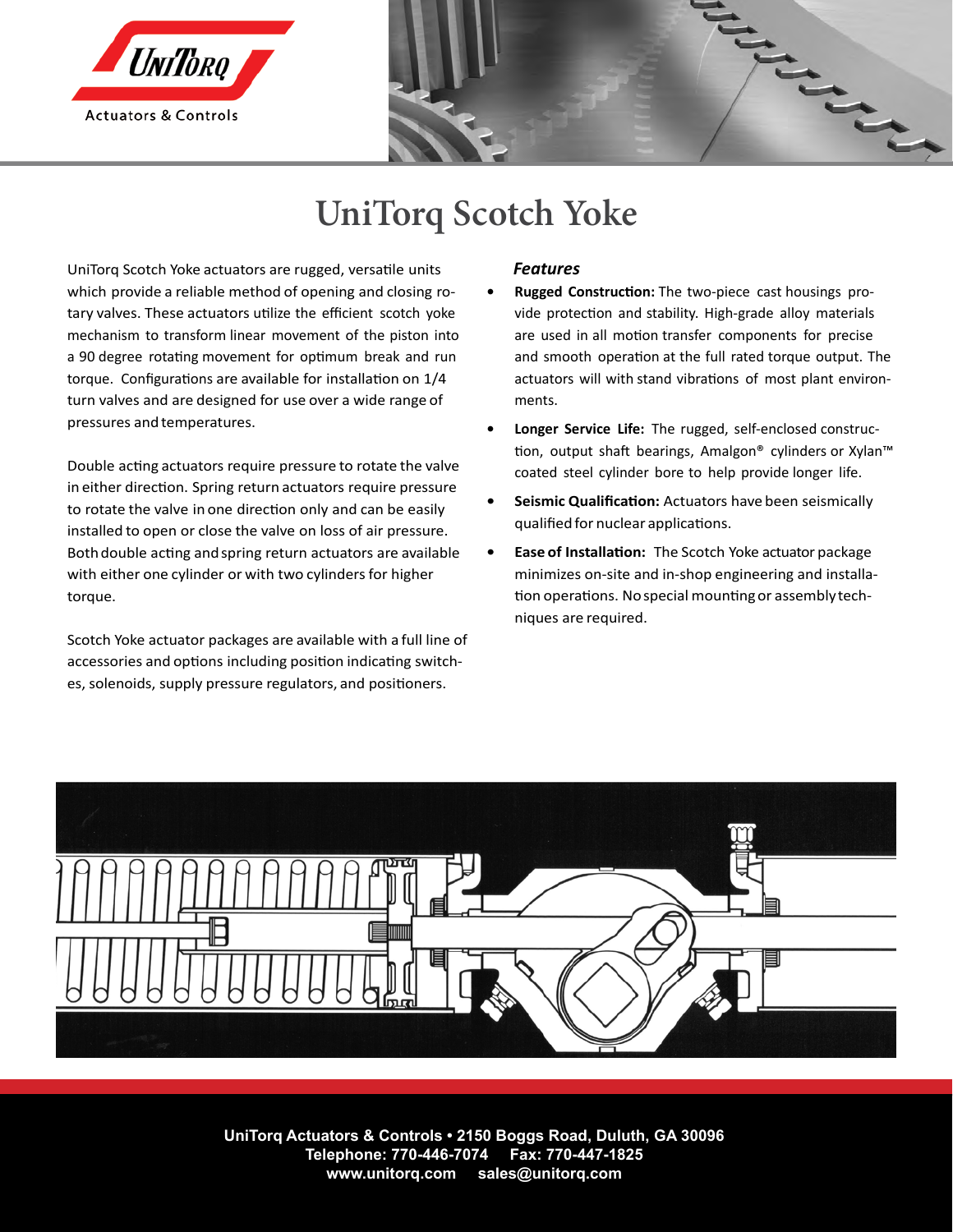# UniTorq Scotch Yoke

UniTorq Scotch Yoke actuators are rugged, versatile units which provide a reliable method of opening and closing rotary valves. These actuators utilize the efficient scotch yoke mechanism to transform linear movement of the piston into a 90 degree rotating movement for optimum break and run torque. Configurations are available for installation on 1/4 turn valves and are designed for use over a wide range of pressures and temperatures.

Double acting actuators require pressure to rotate the valve in either direction. Spring return actuators require pressure to rotate the valve in one direction only and can be easily installed to open or close the valve on loss of air pressure. Both double acting and spring return actuators are available with either one cylinder or with two cylinders for higher torque.

Scotch Yoke actuator packages are available with a full line of accessories and options including position indicating switches, solenoids, supply pressure regulators, and positioners.

### *Features*

- **Rugged Construction:** The two-piece cast housings provide protection and stability. High-grade alloy materials are used in all motion transfer components for precise and smooth operation at the full rated torque output. The actuators will with stand vibrations of most plant environments.
- **Longer Service Life:** The rugged, self-enclosed construction, output shaft bearings, Amalgon® cylinders or Xylan™ coated steel cylinder bore to help provide longer life.
- **Seismic Qualification:** Actuators have been seismically qualified for nuclear applications.
- **Ease of Installation:** The Scotch Yoke actuator package minimizes on-site and in-shop engineering and installation operations. No special mounting or assembly techniques are required.

**UniTorq Actuators & Controls • 2150 Boggs Road, Duluth, GA 30096**
**Telephone: 770-446-7074 Fax: 770-447-1825**
**www.unitorq.com sales@unitorq.com**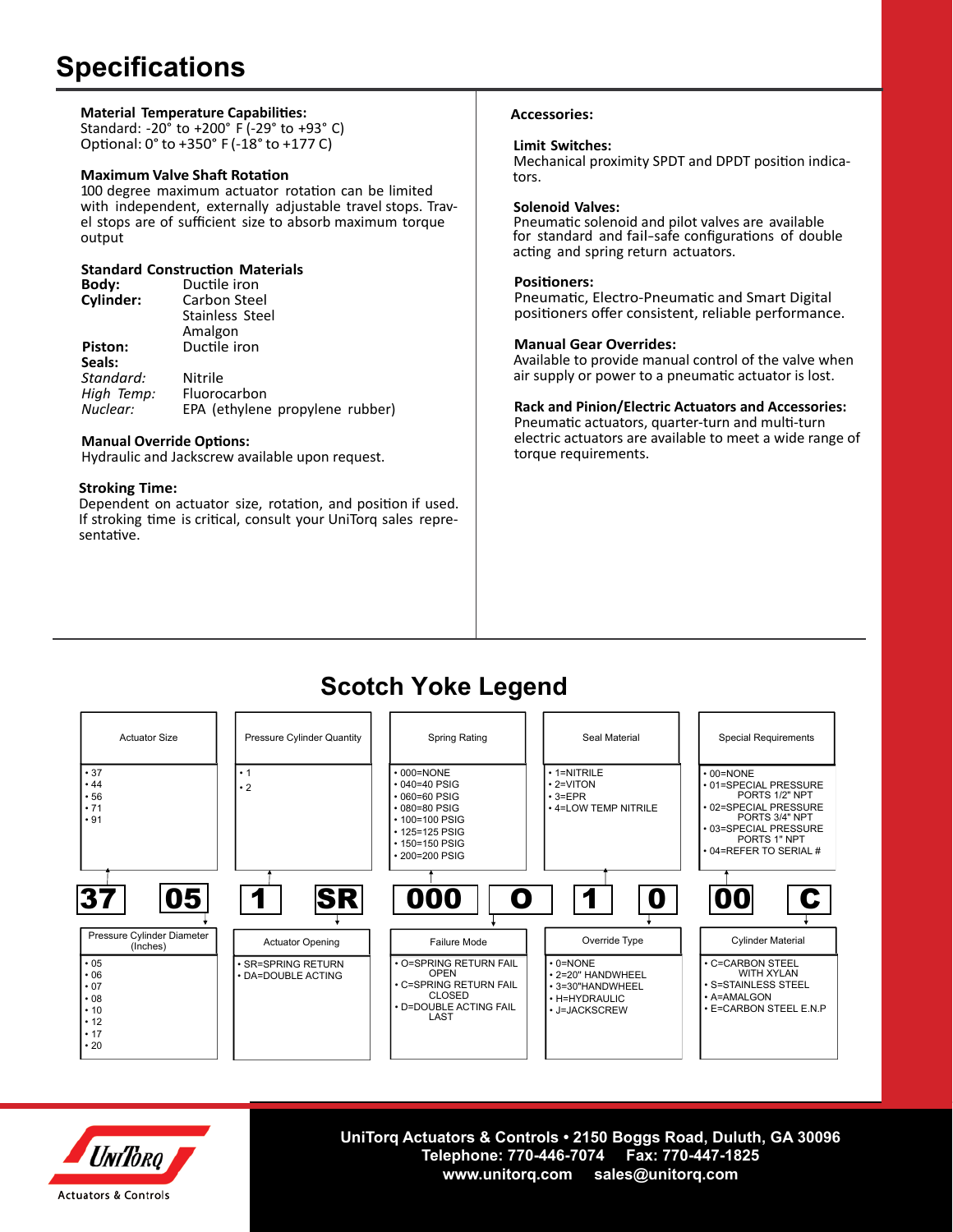# Specifications

**Material Temperature Capabilities:**
Standard: -20° to +200° F (-29° to +93° C)
Optional: 0° to +350° F (-18° to +177 C)

**Maximum Valve Shaft Rotation**
100 degree maximum actuator rotation can be limited with independent, externally adjustable travel stops. Travel stops are of sufficient size to absorb maximum torque output

**Standard Construction Materials**

| | |
|---|---|
| **Body:** | Ductile iron |
| **Cylinder:** | Carbon Steel |
| | Stainless Steel |
| | Amalgon |
| **Piston:** | Ductile iron |
| **Seals:** | |
| *Standard:* | Nitrile |
| *High Temp:* | Fluorocarbon |
| *Nuclear:* | EPA (ethylene propylene rubber) |

**Manual Override Options:**
Hydraulic and Jackscrew available upon request.

**Stroking Time:**
Dependent on actuator size, rotation, and position if used. If stroking time is critical, consult your UniTorq sales representative.

**Accessories:**

**Limit Switches:**
Mechanical proximity SPDT and DPDT position indicators.

**Solenoid Valves:**
Pneumatic solenoid and pilot valves are available for standard and fail-safe configurations of double acting and spring return actuators.

**Positioners:**
Pneumatic, Electro-Pneumatic and Smart Digital positioners offer consistent, reliable performance.

**Manual Gear Overrides:**
Available to provide manual control of the valve when air supply or power to a pneumatic actuator is lost.

**Rack and Pinion/Electric Actuators and Accessories:**
Pneumatic actuators, quarter-turn and multi-turn electric actuators are available to meet a wide range of torque requirements.

## Scotch Yoke Legend

**Example code:** 37 05 1 SR 000 O 1 0 00 C

| Code | Field | Options |
|---|---|---|
| 37 | Actuator Size | 37, 44, 56, 71, 91 |
| 05 | Pressure Cylinder Diameter (Inches) | 05, 06, 07, 08, 10, 12, 17, 20 |
| 1 | Pressure Cylinder Quantity | 1, 2 |
| SR | Actuator Opening | SR=SPRING RETURN; DA=DOUBLE ACTING |
| 000 | Spring Rating | 000=NONE; 040=40 PSIG; 060=60 PSIG; 080=80 PSIG; 100=100 PSIG; 125=125 PSIG; 150=150 PSIG; 200=200 PSIG |
| O | Failure Mode | O=SPRING RETURN FAIL OPEN; C=SPRING RETURN FAIL CLOSED; D=DOUBLE ACTING FAIL LAST |
| 1 | Seal Material | 1=NITRILE; 2=VITON; 3=EPR; 4=LOW TEMP NITRILE |
| 0 | Override Type | 0=NONE; 2=20" HANDWHEEL; 3=30"HANDWHEEL; H=HYDRAULIC; J=JACKSCREW |
| 00 | Special Requirements | 00=NONE; 01=SPECIAL PRESSURE PORTS 1/2" NPT; 02=SPECIAL PRESSURE PORTS 3/4" NPT; 03=SPECIAL PRESSURE PORTS 1" NPT; 04=REFER TO SERIAL # |
| C | Cylinder Material | C=CARBON STEEL WITH XYLAN; S=STAINLESS STEEL; A=AMALGON; E=CARBON STEEL E.N.P |

UniTorq Actuators & Controls

**UniTorq Actuators & Controls • 2150 Boggs Road, Duluth, GA 30096**
**Telephone: 770-446-7074 Fax: 770-447-1825**
**www.unitorq.com sales@unitorq.com**